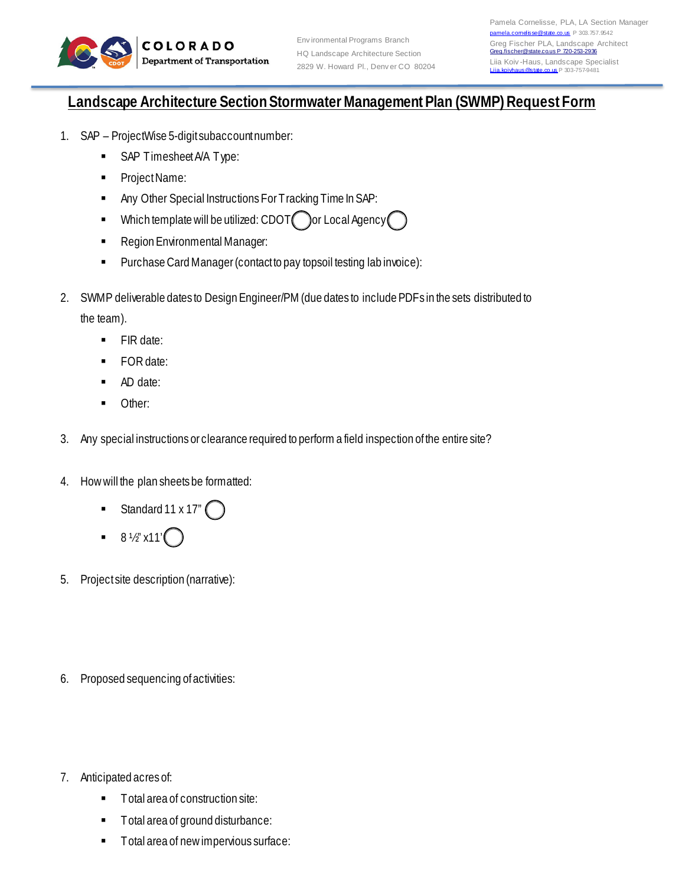Environmental Programs Branch
HQ Landscape Architecture Section
2829 W. Howard Pl., Denver CO 80204

Pamela Cornelisse, PLA, LA Section Manager
pamela.cornelisse@state.co.us P 303.757.9542
Greg Fischer PLA, Landscape Architect
Greg.fischer@state.co.us P 720-253-2936
Liia Koiv-Haus, Landscape Specialist
Liia.koivhaus@state.co.us P 303-757-9481

# Landscape Architecture Section Stormwater Management Plan (SWMP) Request Form

1. SAP – ProjectWise 5-digit subaccount number:
   - SAP Timesheet A/A Type:
   - Project Name:
   - Any Other Special Instructions For Tracking Time In SAP:
   - Which template will be utilized: CDOT ◯ or Local Agency ◯
   - Region Environmental Manager:
   - Purchase Card Manager (contact to pay topsoil testing lab invoice):

2. SWMP deliverable dates to Design Engineer/PM (due dates to include PDFs in the sets distributed to the team).
   - FIR date:
   - FOR date:
   - AD date:
   - Other:

3. Any special instructions or clearance required to perform a field inspection of the entire site?

4. How will the plan sheets be formatted:
   - Standard 11 x 17" ◯
   - 8 ½" x11' ◯

5. Project site description (narrative):

6. Proposed sequencing of activities:

7. Anticipated acres of:
   - Total area of construction site:
   - Total area of ground disturbance:
   - Total area of new impervious surface: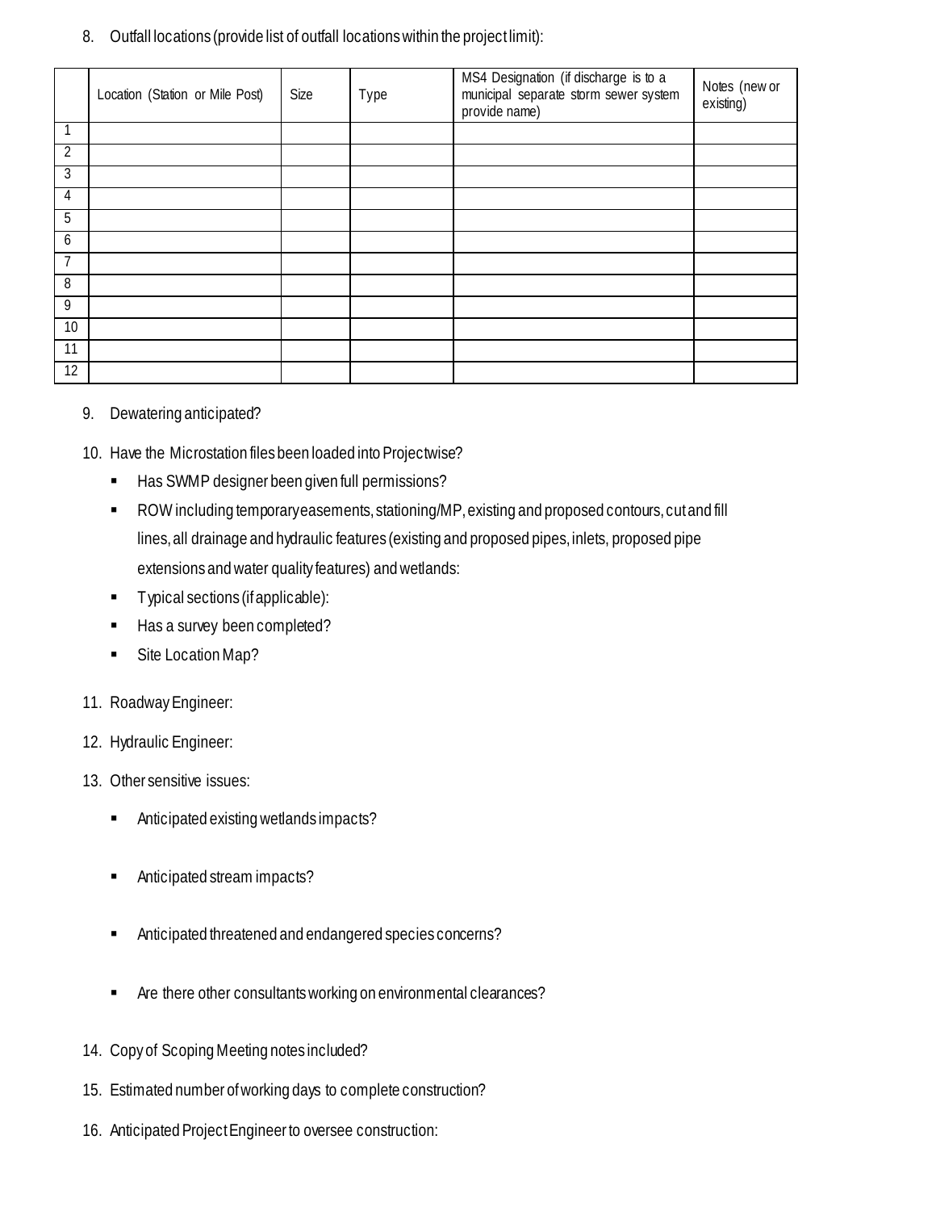8. Outfall locations (provide list of outfall locations within the project limit):

| | Location (Station or Mile Post) | Size | Type | MS4 Designation (if discharge is to a municipal separate storm sewer system provide name) | Notes (new or existing) |
|---|---|---|---|---|---|
| 1 | | | | | |
| 2 | | | | | |
| 3 | | | | | |
| 4 | | | | | |
| 5 | | | | | |
| 6 | | | | | |
| 7 | | | | | |
| 8 | | | | | |
| 9 | | | | | |
| 10 | | | | | |
| 11 | | | | | |
| 12 | | | | | |

9. Dewatering anticipated?

10. Have the Microstation files been loaded into Projectwise?
    - Has SWMP designer been given full permissions?
    - ROW including temporary easements, stationing/MP, existing and proposed contours, cut and fill lines, all drainage and hydraulic features (existing and proposed pipes, inlets, proposed pipe extensions and water quality features) and wetlands:
    - Typical sections (if applicable):
    - Has a survey been completed?
    - Site Location Map?

11. Roadway Engineer:

12. Hydraulic Engineer:

13. Other sensitive issues:
    - Anticipated existing wetlands impacts?
    - Anticipated stream impacts?
    - Anticipated threatened and endangered species concerns?
    - Are there other consultants working on environmental clearances?

14. Copy of Scoping Meeting notes included?

15. Estimated number of working days to complete construction?

16. Anticipated Project Engineer to oversee construction: